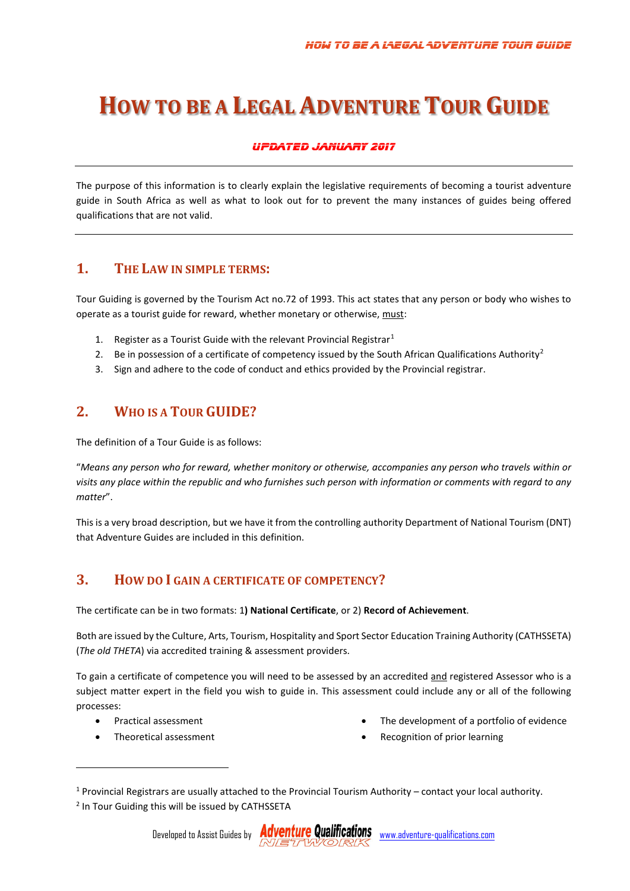# How to be a Legal Adventure Tour Guide

***Updated January 2017***

The purpose of this information is to clearly explain the legislative requirements of becoming a tourist adventure guide in South Africa as well as what to look out for to prevent the many instances of guides being offered qualifications that are not valid.

## 1. The Law in simple terms:

Tour Guiding is governed by the Tourism Act no.72 of 1993. This act states that any person or body who wishes to operate as a tourist guide for reward, whether monetary or otherwise, must:

1. Register as a Tourist Guide with the relevant Provincial Registrar[1]
2. Be in possession of a certificate of competency issued by the South African Qualifications Authority[2]
3. Sign and adhere to the code of conduct and ethics provided by the Provincial registrar.

## 2. Who is a Tour GUIDE?

The definition of a Tour Guide is as follows:

"*Means any person who for reward, whether monitory or otherwise, accompanies any person who travels within or visits any place within the republic and who furnishes such person with information or comments with regard to any matter*".

This is a very broad description, but we have it from the controlling authority Department of National Tourism (DNT) that Adventure Guides are included in this definition.

## 3. How do I gain a certificate of competency?

The certificate can be in two formats: 1**) National Certificate**, or 2) **Record of Achievement**.

Both are issued by the Culture, Arts, Tourism, Hospitality and Sport Sector Education Training Authority (CATHSSETA) (*The old THETA*) via accredited training & assessment providers.

To gain a certificate of competence you will need to be assessed by an accredited and registered Assessor who is a subject matter expert in the field you wish to guide in. This assessment could include any or all of the following processes:

- Practical assessment
- Theoretical assessment
- The development of a portfolio of evidence
- Recognition of prior learning

---

[1] Provincial Registrars are usually attached to the Provincial Tourism Authority – contact your local authority.
[2] In Tour Guiding this will be issued by CATHSSETA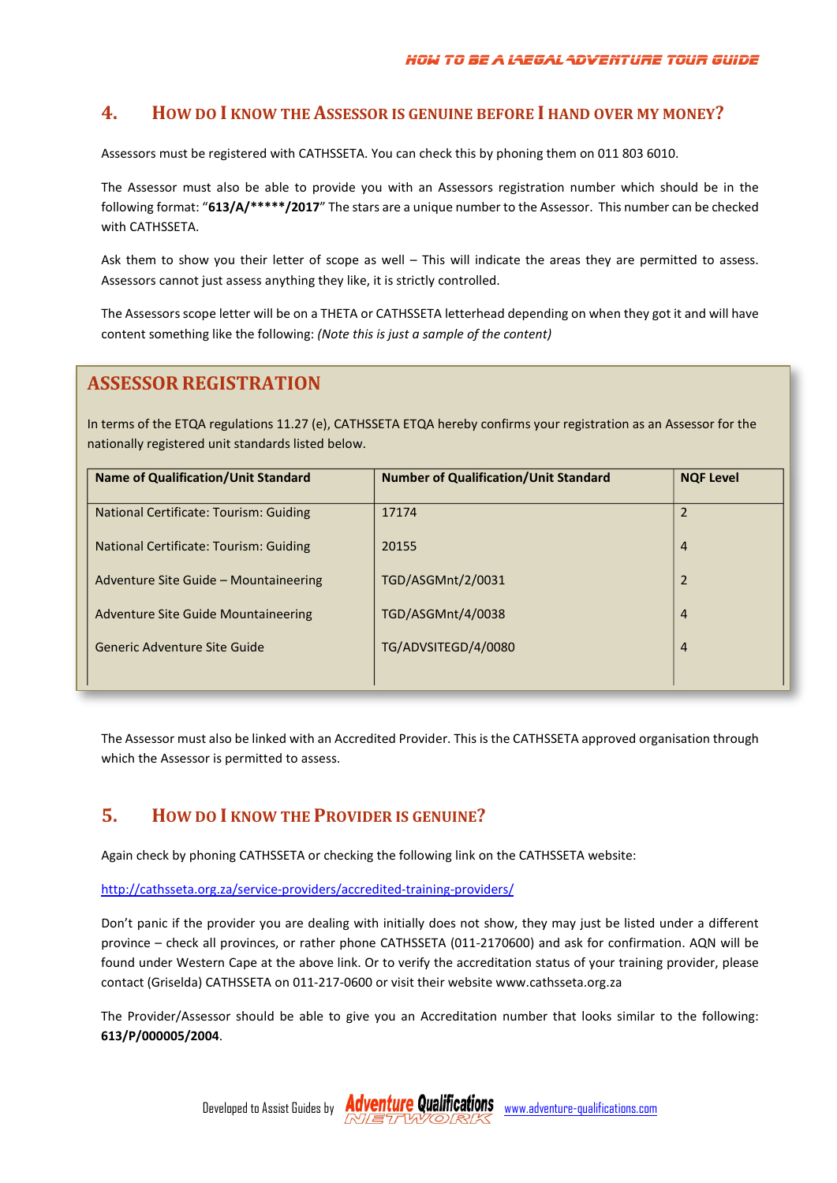## 4. How do I know the Assessor is genuine before I hand over my money?

Assessors must be registered with CATHSSETA. You can check this by phoning them on 011 803 6010.

The Assessor must also be able to provide you with an Assessors registration number which should be in the following format: "**613/A/*****/2017**" The stars are a unique number to the Assessor. This number can be checked with CATHSSETA.

Ask them to show you their letter of scope as well – This will indicate the areas they are permitted to assess. Assessors cannot just assess anything they like, it is strictly controlled.

The Assessors scope letter will be on a THETA or CATHSSETA letterhead depending on when they got it and will have content something like the following: *(Note this is just a sample of the content)*

### ASSESSOR REGISTRATION

In terms of the ETQA regulations 11.27 (e), CATHSSETA ETQA hereby confirms your registration as an Assessor for the nationally registered unit standards listed below.

| Name of Qualification/Unit Standard | Number of Qualification/Unit Standard | NQF Level |
|---|---|---|
| National Certificate: Tourism: Guiding | 17174 | 2 |
| National Certificate: Tourism: Guiding | 20155 | 4 |
| Adventure Site Guide – Mountaineering | TGD/ASGMnt/2/0031 | 2 |
| Adventure Site Guide Mountaineering | TGD/ASGMnt/4/0038 | 4 |
| Generic Adventure Site Guide | TG/ADVSITEGD/4/0080 | 4 |

The Assessor must also be linked with an Accredited Provider. This is the CATHSSETA approved organisation through which the Assessor is permitted to assess.

## 5. How do I know the Provider is genuine?

Again check by phoning CATHSSETA or checking the following link on the CATHSSETA website:

http://cathsseta.org.za/service-providers/accredited-training-providers/

Don't panic if the provider you are dealing with initially does not show, they may just be listed under a different province – check all provinces, or rather phone CATHSSETA (011-2170600) and ask for confirmation. AQN will be found under Western Cape at the above link. Or to verify the accreditation status of your training provider, please contact (Griselda) CATHSSETA on 011-217-0600 or visit their website www.cathsseta.org.za

The Provider/Assessor should be able to give you an Accreditation number that looks similar to the following: **613/P/000005/2004**.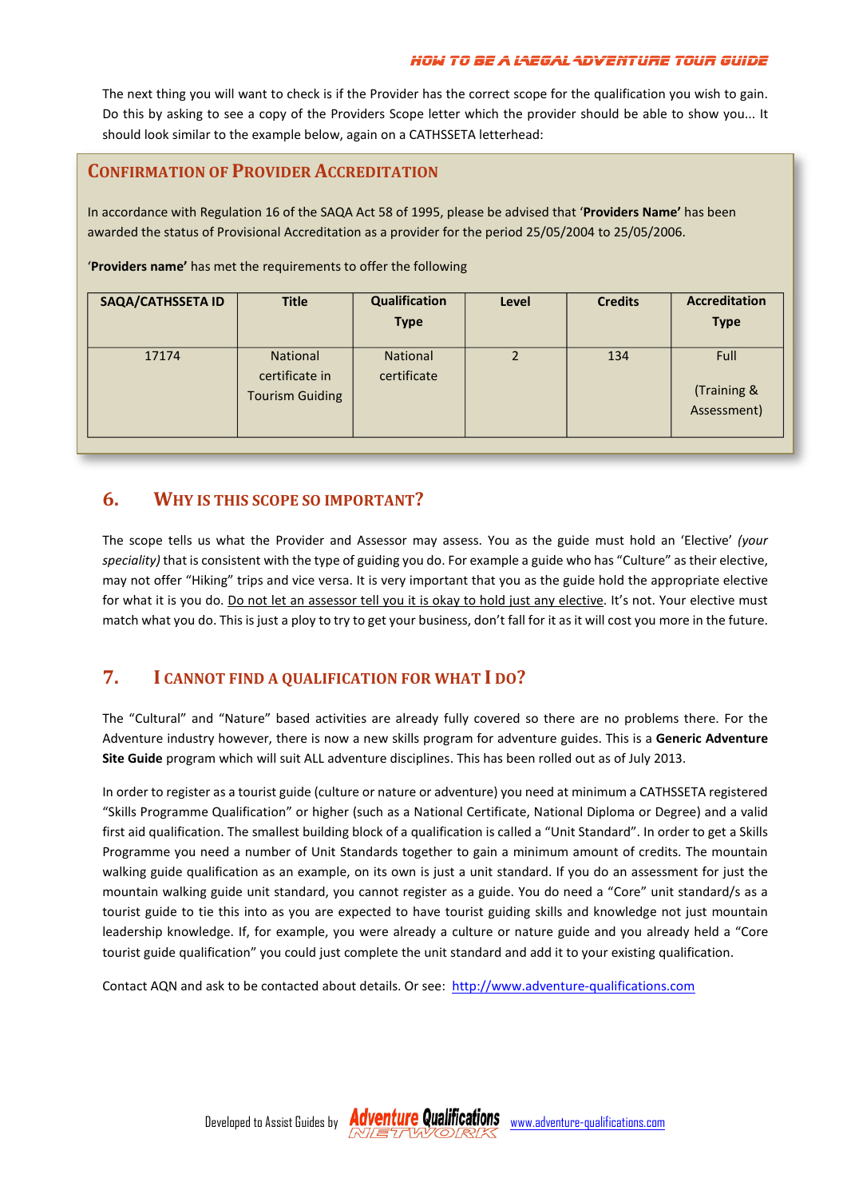The next thing you will want to check is if the Provider has the correct scope for the qualification you wish to gain. Do this by asking to see a copy of the Providers Scope letter which the provider should be able to show you... It should look similar to the example below, again on a CATHSSETA letterhead:

## CONFIRMATION OF PROVIDER ACCREDITATION

In accordance with Regulation 16 of the SAQA Act 58 of 1995, please be advised that '**Providers Name'** has been awarded the status of Provisional Accreditation as a provider for the period 25/05/2004 to 25/05/2006.

'**Providers name'** has met the requirements to offer the following

| SAQA/CATHSSETA ID | Title | Qualification Type | Level | Credits | Accreditation Type |
|---|---|---|---|---|---|
| 17174 | National certificate in Tourism Guiding | National certificate | 2 | 134 | Full (Training & Assessment) |

## 6. WHY IS THIS SCOPE SO IMPORTANT?

The scope tells us what the Provider and Assessor may assess. You as the guide must hold an 'Elective' *(your speciality)* that is consistent with the type of guiding you do. For example a guide who has "Culture" as their elective, may not offer "Hiking" trips and vice versa. It is very important that you as the guide hold the appropriate elective for what it is you do. Do not let an assessor tell you it is okay to hold just any elective. It's not. Your elective must match what you do. This is just a ploy to try to get your business, don't fall for it as it will cost you more in the future.

## 7. I CANNOT FIND A QUALIFICATION FOR WHAT I DO?

The "Cultural" and "Nature" based activities are already fully covered so there are no problems there. For the Adventure industry however, there is now a new skills program for adventure guides. This is a **Generic Adventure Site Guide** program which will suit ALL adventure disciplines. This has been rolled out as of July 2013.

In order to register as a tourist guide (culture or nature or adventure) you need at minimum a CATHSSETA registered "Skills Programme Qualification" or higher (such as a National Certificate, National Diploma or Degree) and a valid first aid qualification. The smallest building block of a qualification is called a "Unit Standard". In order to get a Skills Programme you need a number of Unit Standards together to gain a minimum amount of credits. The mountain walking guide qualification as an example, on its own is just a unit standard. If you do an assessment for just the mountain walking guide unit standard, you cannot register as a guide. You do need a "Core" unit standard/s as a tourist guide to tie this into as you are expected to have tourist guiding skills and knowledge not just mountain leadership knowledge. If, for example, you were already a culture or nature guide and you already held a "Core tourist guide qualification" you could just complete the unit standard and add it to your existing qualification.

Contact AQN and ask to be contacted about details. Or see: http://www.adventure-qualifications.com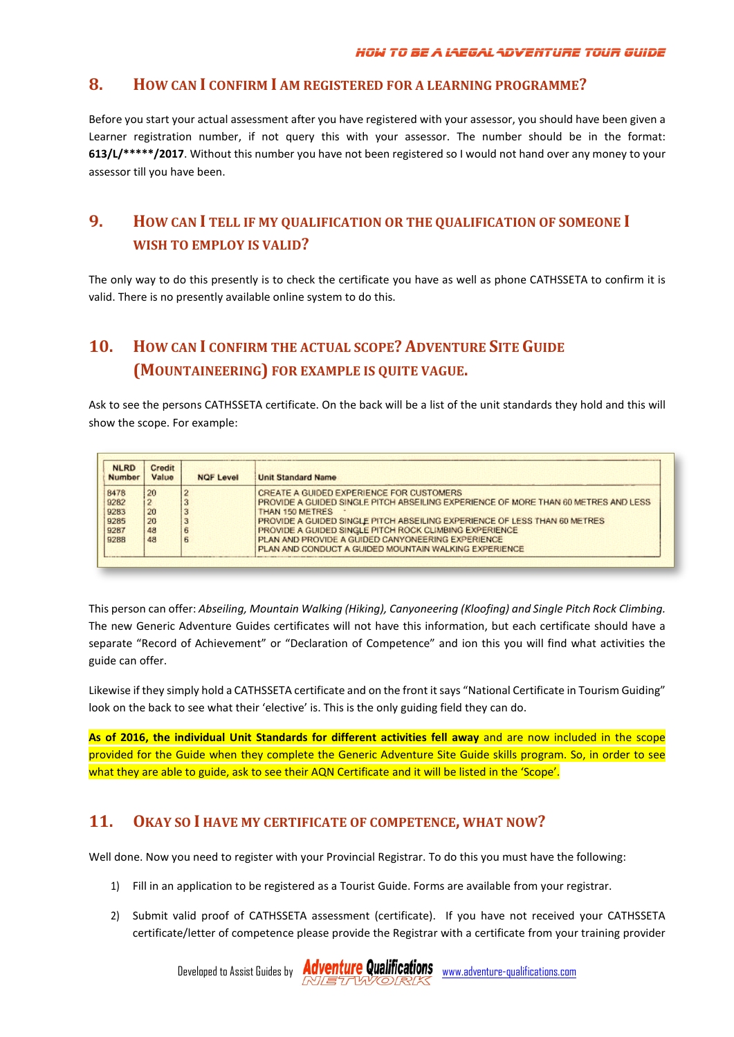## 8. How can I confirm I am registered for a learning programme?

Before you start your actual assessment after you have registered with your assessor, you should have been given a Learner registration number, if not query this with your assessor. The number should be in the format: **613/L/*****/2017**. Without this number you have not been registered so I would not hand over any money to your assessor till you have been.

## 9. How can I tell if my qualification or the qualification of someone I wish to employ is valid?

The only way to do this presently is to check the certificate you have as well as phone CATHSSETA to confirm it is valid. There is no presently available online system to do this.

## 10. How can I confirm the actual scope? Adventure Site Guide (Mountaineering) for example is quite vague.

Ask to see the persons CATHSSETA certificate. On the back will be a list of the unit standards they hold and this will show the scope. For example:

| NLRD Number | Credit Value | NQF Level | Unit Standard Name |
|---|---|---|---|
| 8478 | 20 | 2 | CREATE A GUIDED EXPERIENCE FOR CUSTOMERS |
| 9282 | 2 | 3 | PROVIDE A GUIDED SINGLE PITCH ABSEILING EXPERIENCE OF MORE THAN 60 METRES AND LESS THAN 150 METRES |
| 9283 | 20 | 3 | PROVIDE A GUIDED SINGLE PITCH ABSEILING EXPERIENCE OF LESS THAN 60 METRES |
| 9285 | 20 | 3 | PROVIDE A GUIDED SINGLE PITCH ROCK CLIMBING EXPERIENCE |
| 9287 | 48 | 6 | PLAN AND PROVIDE A GUIDED CANYONEERING EXPERIENCE |
| 9288 | 48 | 6 | PLAN AND CONDUCT A GUIDED MOUNTAIN WALKING EXPERIENCE |

This person can offer: *Abseiling, Mountain Walking (Hiking), Canyoneering (Kloofing) and Single Pitch Rock Climbing.* The new Generic Adventure Guides certificates will not have this information, but each certificate should have a separate "Record of Achievement" or "Declaration of Competence" and ion this you will find what activities the guide can offer.

Likewise if they simply hold a CATHSSETA certificate and on the front it says "National Certificate in Tourism Guiding" look on the back to see what their 'elective' is. This is the only guiding field they can do.

**As of 2016, the individual Unit Standards for different activities fell away** and are now included in the scope provided for the Guide when they complete the Generic Adventure Site Guide skills program. So, in order to see what they are able to guide, ask to see their AQN Certificate and it will be listed in the 'Scope'.

## 11. Okay so I have my certificate of competence, what now?

Well done. Now you need to register with your Provincial Registrar. To do this you must have the following:

1) Fill in an application to be registered as a Tourist Guide. Forms are available from your registrar.
2) Submit valid proof of CATHSSETA assessment (certificate). If you have not received your CATHSSETA certificate/letter of competence please provide the Registrar with a certificate from your training provider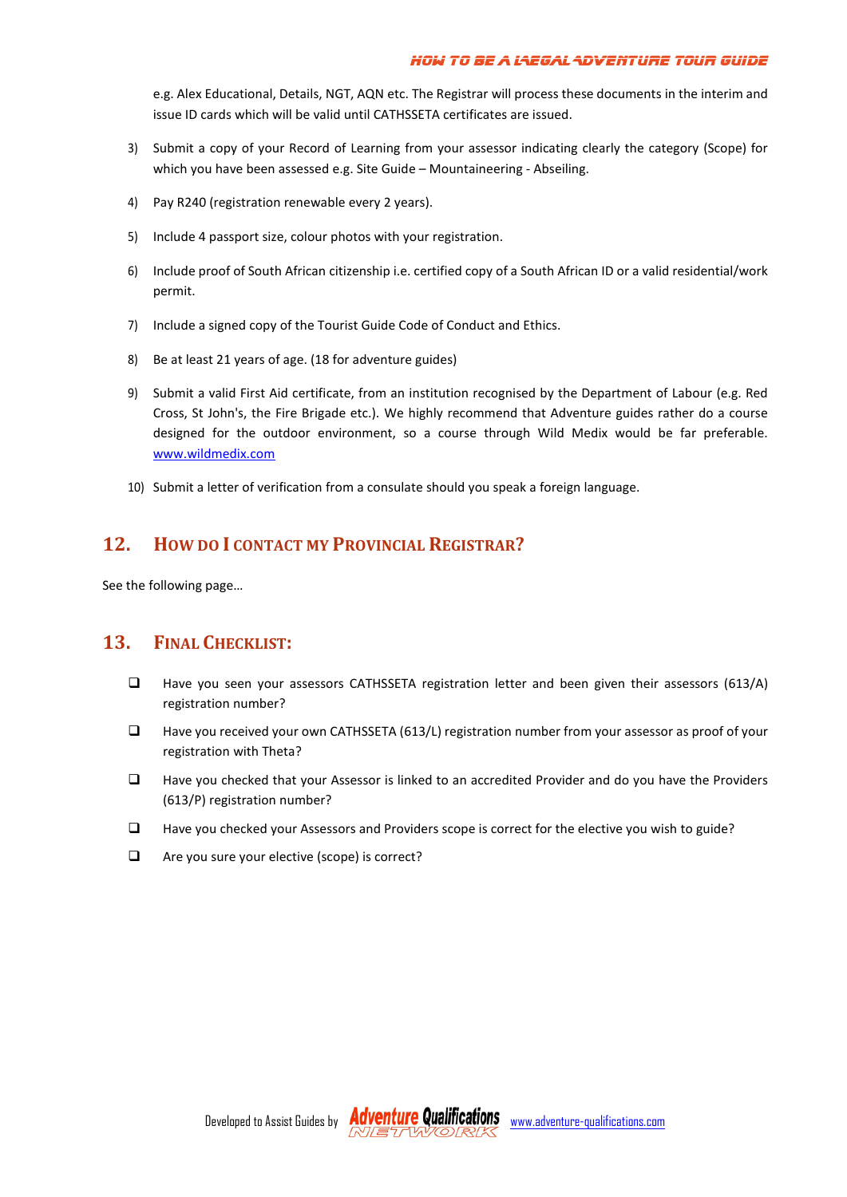e.g. Alex Educational, Details, NGT, AQN etc. The Registrar will process these documents in the interim and issue ID cards which will be valid until CATHSSETA certificates are issued.

3) Submit a copy of your Record of Learning from your assessor indicating clearly the category (Scope) for which you have been assessed e.g. Site Guide – Mountaineering - Abseiling.

4) Pay R240 (registration renewable every 2 years).

5) Include 4 passport size, colour photos with your registration.

6) Include proof of South African citizenship i.e. certified copy of a South African ID or a valid residential/work permit.

7) Include a signed copy of the Tourist Guide Code of Conduct and Ethics.

8) Be at least 21 years of age. (18 for adventure guides)

9) Submit a valid First Aid certificate, from an institution recognised by the Department of Labour (e.g. Red Cross, St John's, the Fire Brigade etc.). We highly recommend that Adventure guides rather do a course designed for the outdoor environment, so a course through Wild Medix would be far preferable. www.wildmedix.com

10) Submit a letter of verification from a consulate should you speak a foreign language.

## 12. How do I contact my Provincial Registrar?

See the following page…

## 13. Final Checklist:

- ❑ Have you seen your assessors CATHSSETA registration letter and been given their assessors (613/A) registration number?
- ❑ Have you received your own CATHSSETA (613/L) registration number from your assessor as proof of your registration with Theta?
- ❑ Have you checked that your Assessor is linked to an accredited Provider and do you have the Providers (613/P) registration number?
- ❑ Have you checked your Assessors and Providers scope is correct for the elective you wish to guide?
- ❑ Are you sure your elective (scope) is correct?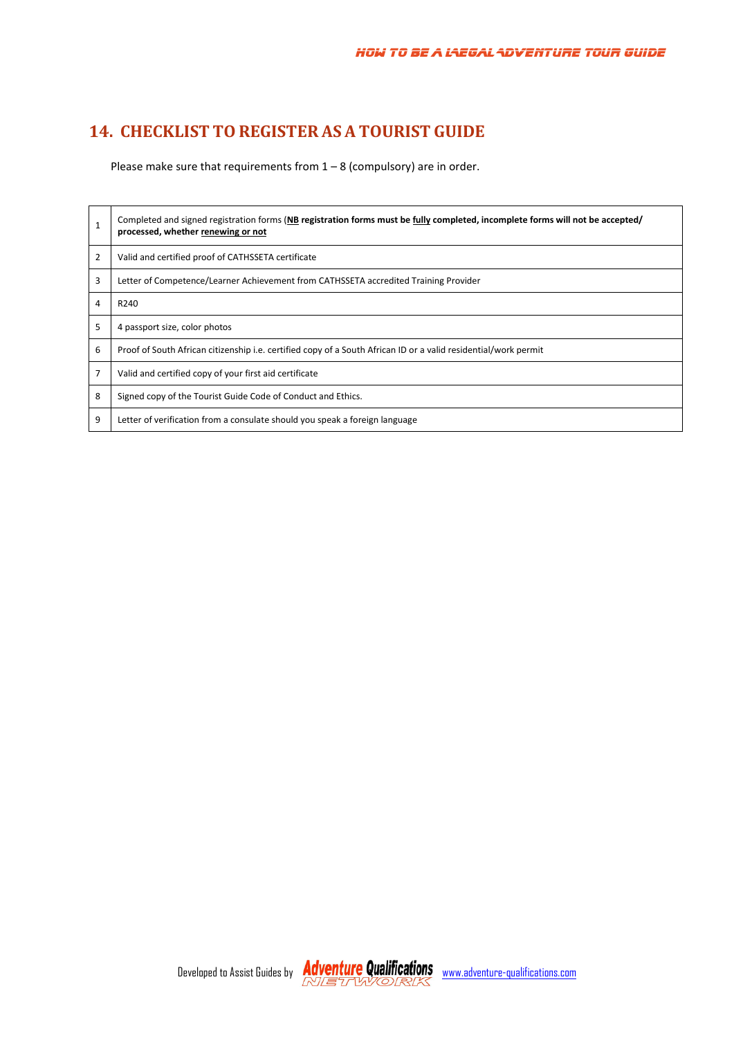## 14. CHECKLIST TO REGISTER AS A TOURIST GUIDE

Please make sure that requirements from 1 – 8 (compulsory) are in order.

| | |
|---|---|
| 1 | Completed and signed registration forms (**NB registration forms must be fully completed, incomplete forms will not be accepted/ processed, whether renewing or not** |
| 2 | Valid and certified proof of CATHSSETA certificate |
| 3 | Letter of Competence/Learner Achievement from CATHSSETA accredited Training Provider |
| 4 | R240 |
| 5 | 4 passport size, color photos |
| 6 | Proof of South African citizenship i.e. certified copy of a South African ID or a valid residential/work permit |
| 7 | Valid and certified copy of your first aid certificate |
| 8 | Signed copy of the Tourist Guide Code of Conduct and Ethics. |
| 9 | Letter of verification from a consulate should you speak a foreign language |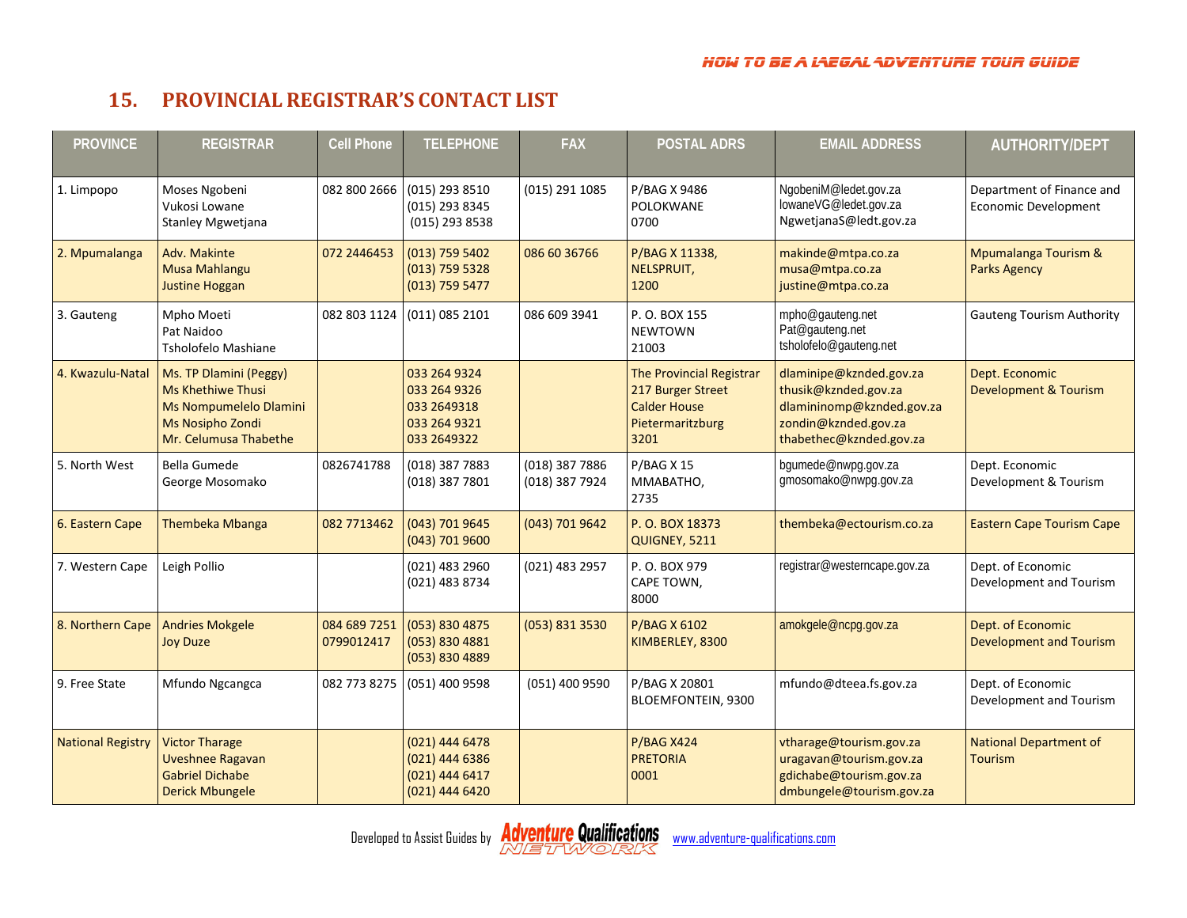## 15. PROVINCIAL REGISTRAR'S CONTACT LIST

| PROVINCE | REGISTRAR | Cell Phone | TELEPHONE | FAX | POSTAL ADRS | EMAIL ADDRESS | AUTHORITY/DEPT |
|---|---|---|---|---|---|---|---|
| 1. Limpopo | Moses Ngobeni<br>Vukosi Lowane<br>Stanley Mgwetjana | 082 800 2666 | (015) 293 8510<br>(015) 293 8345<br>(015) 293 8538 | (015) 291 1085 | P/BAG X 9486<br>POLOKWANE<br>0700 | NgobeniM@ledet.gov.za<br>lowaneVG@ledet.gov.za<br>NgwetjanaS@ledt.gov.za | Department of Finance and Economic Development |
| 2. Mpumalanga | Adv. Makinte<br>Musa Mahlangu<br>Justine Hoggan | 072 2446453 | (013) 759 5402<br>(013) 759 5328<br>(013) 759 5477 | 086 60 36766 | P/BAG X 11338,<br>NELSPRUIT,<br>1200 | makinde@mtpa.co.za<br>musa@mtpa.co.za<br>justine@mtpa.co.za | Mpumalanga Tourism & Parks Agency |
| 3. Gauteng | Mpho Moeti<br>Pat Naidoo<br>Tsholofelo Mashiane | 082 803 1124 | (011) 085 2101 | 086 609 3941 | P. O. BOX 155<br>NEWTOWN<br>21003 | mpho@gauteng.net<br>Pat@gauteng.net<br>tsholofelo@gauteng.net | Gauteng Tourism Authority |
| 4. Kwazulu-Natal | Ms. TP Dlamini (Peggy)<br>Ms Khethiwe Thusi<br>Ms Nompumelelo Dlamini<br>Ms Nosipho Zondi<br>Mr. Celumusa Thabethe | | 033 264 9324<br>033 264 9326<br>033 2649318<br>033 264 9321<br>033 2649322 | | The Provincial Registrar<br>217 Burger Street<br>Calder House<br>Pietermaritzburg<br>3201 | dlaminipe@kznded.gov.za<br>thusik@kznded.gov.za<br>dlamininomp@kznded.gov.za<br>zondin@kznded.gov.za<br>thabethec@kznded.gov.za | Dept. Economic Development & Tourism |
| 5. North West | Bella Gumede<br>George Mosomako | 0826741788 | (018) 387 7883<br>(018) 387 7801 | (018) 387 7886<br>(018) 387 7924 | P/BAG X 15<br>MMABATHO,<br>2735 | bgumede@nwpg.gov.za<br>gmosomako@nwpg.gov.za | Dept. Economic Development & Tourism |
| 6. Eastern Cape | Thembeka Mbanga | 082 7713462 | (043) 701 9645<br>(043) 701 9600 | (043) 701 9642 | P. O. BOX 18373<br>QUIGNEY, 5211 | thembeka@ectourism.co.za | Eastern Cape Tourism Cape |
| 7. Western Cape | Leigh Pollio | | (021) 483 2960<br>(021) 483 8734 | (021) 483 2957 | P. O. BOX 979<br>CAPE TOWN,<br>8000 | registrar@westerncape.gov.za | Dept. of Economic Development and Tourism |
| 8. Northern Cape | Andries Mokgele<br>Joy Duze | 084 689 7251<br>0799012417 | (053) 830 4875<br>(053) 830 4881<br>(053) 830 4889 | (053) 831 3530 | P/BAG X 6102<br>KIMBERLEY, 8300 | amokgele@ncpg.gov.za | Dept. of Economic Development and Tourism |
| 9. Free State | Mfundo Ngcangca | 082 773 8275 | (051) 400 9598 | (051) 400 9590 | P/BAG X 20801<br>BLOEMFONTEIN, 9300 | mfundo@dteea.fs.gov.za | Dept. of Economic Development and Tourism |
| National Registry | Victor Tharage<br>Uveshnee Ragavan<br>Gabriel Dichabe<br>Derick Mbungele | | (021) 444 6478<br>(021) 444 6386<br>(021) 444 6417<br>(021) 444 6420 | | P/BAG X424<br>PRETORIA<br>0001 | vtharage@tourism.gov.za<br>uragavan@tourism.gov.za<br>gdichabe@tourism.gov.za<br>dmbungele@tourism.gov.za | National Department of Tourism |